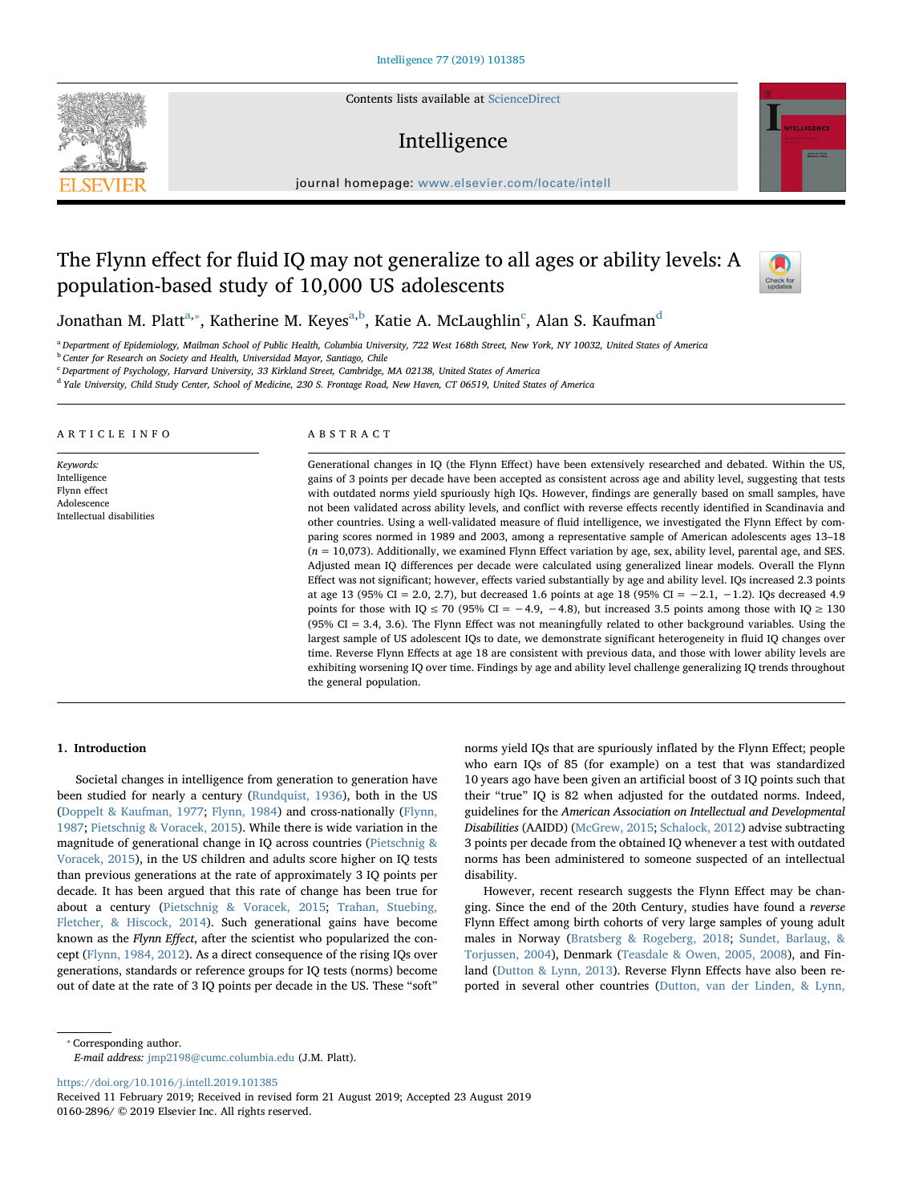# The Flynn effect for fluid IQ may not generalize to all ages or ability levels: A population-based study of 10,000 US adolescents

Jonathan M. Platt[a,*], Katherine M. Keyes[a,b], Katie A. McLaughlin[c], Alan S. Kaufman[d]

[a] Department of Epidemiology, Mailman School of Public Health, Columbia University, 722 West 168th Street, New York, NY 10032, United States of America
[b] Center for Research on Society and Health, Universidad Mayor, Santiago, Chile
[c] Department of Psychology, Harvard University, 33 Kirkland Street, Cambridge, MA 02138, United States of America
[d] Yale University, Child Study Center, School of Medicine, 230 S. Frontage Road, New Haven, CT 06519, United States of America

## ARTICLE INFO

*Keywords:*
Intelligence
Flynn effect
Adolescence
Intellectual disabilities

## ABSTRACT

Generational changes in IQ (the Flynn Effect) have been extensively researched and debated. Within the US, gains of 3 points per decade have been accepted as consistent across age and ability level, suggesting that tests with outdated norms yield spuriously high IQs. However, findings are generally based on small samples, have not been validated across ability levels, and conflict with reverse effects recently identified in Scandinavia and other countries. Using a well-validated measure of fluid intelligence, we investigated the Flynn Effect by comparing scores normed in 1989 and 2003, among a representative sample of American adolescents ages 13–18 ($n = 10{,}073$). Additionally, we examined Flynn Effect variation by age, sex, ability level, parental age, and SES. Adjusted mean IQ differences per decade were calculated using generalized linear models. Overall the Flynn Effect was not significant; however, effects varied substantially by age and ability level. IQs increased 2.3 points at age 13 (95% CI = 2.0, 2.7), but decreased 1.6 points at age 18 (95% CI = −2.1, −1.2). IQs decreased 4.9 points for those with IQ ≤ 70 (95% CI = −4.9, −4.8), but increased 3.5 points among those with IQ ≥ 130 (95% CI = 3.4, 3.6). The Flynn Effect was not meaningfully related to other background variables. Using the largest sample of US adolescent IQs to date, we demonstrate significant heterogeneity in fluid IQ changes over time. Reverse Flynn Effects at age 18 are consistent with previous data, and those with lower ability levels are exhibiting worsening IQ over time. Findings by age and ability level challenge generalizing IQ trends throughout the general population.

## 1. Introduction

Societal changes in intelligence from generation to generation have been studied for nearly a century (Rundquist, 1936), both in the US (Doppelt & Kaufman, 1977; Flynn, 1984) and cross-nationally (Flynn, 1987; Pietschnig & Voracek, 2015). While there is wide variation in the magnitude of generational change in IQ across countries (Pietschnig & Voracek, 2015), in the US children and adults score higher on IQ tests than previous generations at the rate of approximately 3 IQ points per decade. It has been argued that this rate of change has been true for about a century (Pietschnig & Voracek, 2015; Trahan, Stuebing, Fletcher, & Hiscock, 2014). Such generational gains have become known as the *Flynn Effect*, after the scientist who popularized the concept (Flynn, 1984, 2012). As a direct consequence of the rising IQs over generations, standards or reference groups for IQ tests (norms) become out of date at the rate of 3 IQ points per decade in the US. These "soft" norms yield IQs that are spuriously inflated by the Flynn Effect; people who earn IQs of 85 (for example) on a test that was standardized 10 years ago have been given an artificial boost of 3 IQ points such that their "true" IQ is 82 when adjusted for the outdated norms. Indeed, guidelines for the *American Association on Intellectual and Developmental Disabilities* (AAIDD) (McGrew, 2015; Schalock, 2012) advise subtracting 3 points per decade from the obtained IQ whenever a test with outdated norms has been administered to someone suspected of an intellectual disability.

However, recent research suggests the Flynn Effect may be changing. Since the end of the 20th Century, studies have found a *reverse* Flynn Effect among birth cohorts of very large samples of young adult males in Norway (Bratsberg & Rogeberg, 2018; Sundet, Barlaug, & Torjussen, 2004), Denmark (Teasdale & Owen, 2005, 2008), and Finland (Dutton & Lynn, 2013). Reverse Flynn Effects have also been reported in several other countries (Dutton, van der Linden, & Lynn,

* Corresponding author.
*E-mail address:* jmp2198@cumc.columbia.edu (J.M. Platt).

https://doi.org/10.1016/j.intell.2019.101385
Received 11 February 2019; Received in revised form 21 August 2019; Accepted 23 August 2019
0160-2896/ © 2019 Elsevier Inc. All rights reserved.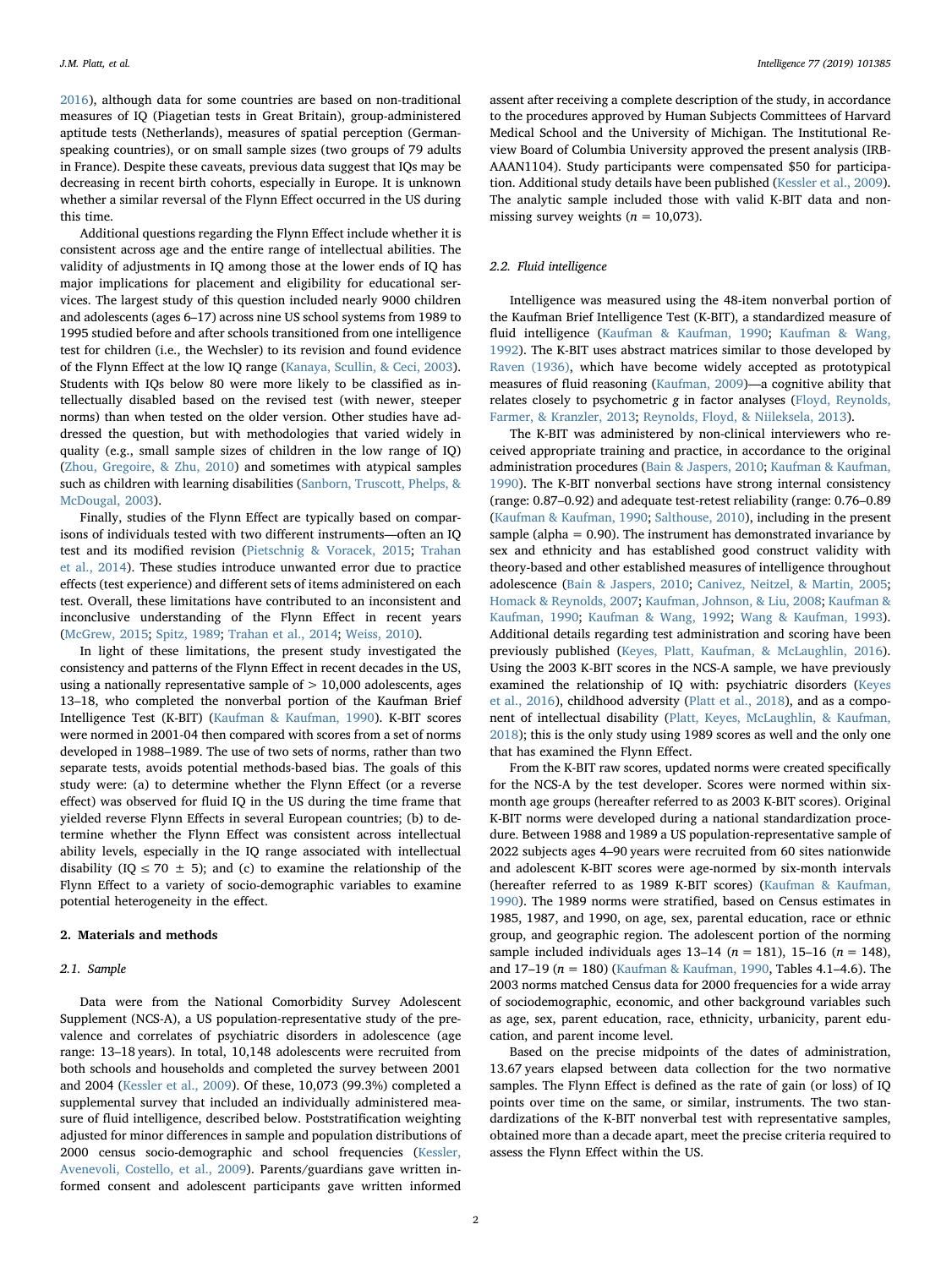2016), although data for some countries are based on non-traditional measures of IQ (Piagetian tests in Great Britain), group-administered aptitude tests (Netherlands), measures of spatial perception (German-speaking countries), or on small sample sizes (two groups of 79 adults in France). Despite these caveats, previous data suggest that IQs may be decreasing in recent birth cohorts, especially in Europe. It is unknown whether a similar reversal of the Flynn Effect occurred in the US during this time.

Additional questions regarding the Flynn Effect include whether it is consistent across age and the entire range of intellectual abilities. The validity of adjustments in IQ among those at the lower ends of IQ has major implications for placement and eligibility for educational services. The largest study of this question included nearly 9000 children and adolescents (ages 6–17) across nine US school systems from 1989 to 1995 studied before and after schools transitioned from one intelligence test for children (i.e., the Wechsler) to its revision and found evidence of the Flynn Effect at the low IQ range (Kanaya, Scullin, & Ceci, 2003). Students with IQs below 80 were more likely to be classified as intellectually disabled based on the revised test (with newer, steeper norms) than when tested on the older version. Other studies have addressed the question, but with methodologies that varied widely in quality (e.g., small sample sizes of children in the low range of IQ) (Zhou, Gregoire, & Zhu, 2010) and sometimes with atypical samples such as children with learning disabilities (Sanborn, Truscott, Phelps, & McDougal, 2003).

Finally, studies of the Flynn Effect are typically based on comparisons of individuals tested with two different instruments—often an IQ test and its modified revision (Pietschnig & Voracek, 2015; Trahan et al., 2014). These studies introduce unwanted error due to practice effects (test experience) and different sets of items administered on each test. Overall, these limitations have contributed to an inconsistent and inconclusive understanding of the Flynn Effect in recent years (McGrew, 2015; Spitz, 1989; Trahan et al., 2014; Weiss, 2010).

In light of these limitations, the present study investigated the consistency and patterns of the Flynn Effect in recent decades in the US, using a nationally representative sample of > 10,000 adolescents, ages 13–18, who completed the nonverbal portion of the Kaufman Brief Intelligence Test (K-BIT) (Kaufman & Kaufman, 1990). K-BIT scores were normed in 2001-04 then compared with scores from a set of norms developed in 1988–1989. The use of two sets of norms, rather than two separate tests, avoids potential methods-based bias. The goals of this study were: (a) to determine whether the Flynn Effect (or a reverse effect) was observed for fluid IQ in the US during the time frame that yielded reverse Flynn Effects in several European countries; (b) to determine whether the Flynn Effect was consistent across intellectual ability levels, especially in the IQ range associated with intellectual disability (IQ ≤ 70 ± 5); and (c) to examine the relationship of the Flynn Effect to a variety of socio-demographic variables to examine potential heterogeneity in the effect.

## 2. Materials and methods

### 2.1. Sample

Data were from the National Comorbidity Survey Adolescent Supplement (NCS-A), a US population-representative study of the prevalence and correlates of psychiatric disorders in adolescence (age range: 13–18 years). In total, 10,148 adolescents were recruited from both schools and households and completed the survey between 2001 and 2004 (Kessler et al., 2009). Of these, 10,073 (99.3%) completed a supplemental survey that included an individually administered measure of fluid intelligence, described below. Poststratification weighting adjusted for minor differences in sample and population distributions of 2000 census socio-demographic and school frequencies (Kessler, Avenevoli, Costello, et al., 2009). Parents/guardians gave written informed consent and adolescent participants gave written informed assent after receiving a complete description of the study, in accordance to the procedures approved by Human Subjects Committees of Harvard Medical School and the University of Michigan. The Institutional Review Board of Columbia University approved the present analysis (IRB-AAAN1104). Study participants were compensated $50 for participation. Additional study details have been published (Kessler et al., 2009). The analytic sample included those with valid K-BIT data and non-missing survey weights (n = 10,073).

### 2.2. Fluid intelligence

Intelligence was measured using the 48-item nonverbal portion of the Kaufman Brief Intelligence Test (K-BIT), a standardized measure of fluid intelligence (Kaufman & Kaufman, 1990; Kaufman & Wang, 1992). The K-BIT uses abstract matrices similar to those developed by Raven (1936), which have become widely accepted as prototypical measures of fluid reasoning (Kaufman, 2009)—a cognitive ability that relates closely to psychometric *g* in factor analyses (Floyd, Reynolds, Farmer, & Kranzler, 2013; Reynolds, Floyd, & Niileksela, 2013).

The K-BIT was administered by non-clinical interviewers who received appropriate training and practice, in accordance to the original administration procedures (Bain & Jaspers, 2010; Kaufman & Kaufman, 1990). The K-BIT nonverbal sections have strong internal consistency (range: 0.87–0.92) and adequate test-retest reliability (range: 0.76–0.89 (Kaufman & Kaufman, 1990; Salthouse, 2010), including in the present sample (alpha = 0.90). The instrument has demonstrated invariance by sex and ethnicity and has established good construct validity with theory-based and other established measures of intelligence throughout adolescence (Bain & Jaspers, 2010; Canivez, Neitzel, & Martin, 2005; Homack & Reynolds, 2007; Kaufman, Johnson, & Liu, 2008; Kaufman & Kaufman, 1990; Kaufman & Wang, 1992; Wang & Kaufman, 1993). Additional details regarding test administration and scoring have been previously published (Keyes, Platt, Kaufman, & McLaughlin, 2016). Using the 2003 K-BIT scores in the NCS-A sample, we have previously examined the relationship of IQ with: psychiatric disorders (Keyes et al., 2016), childhood adversity (Platt et al., 2018), and as a component of intellectual disability (Platt, Keyes, McLaughlin, & Kaufman, 2018); this is the only study using 1989 scores as well and the only one that has examined the Flynn Effect.

From the K-BIT raw scores, updated norms were created specifically for the NCS-A by the test developer. Scores were normed within six-month age groups (hereafter referred to as 2003 K-BIT scores). Original K-BIT norms were developed during a national standardization procedure. Between 1988 and 1989 a US population-representative sample of 2022 subjects ages 4–90 years were recruited from 60 sites nationwide and adolescent K-BIT scores were age-normed by six-month intervals (hereafter referred to as 1989 K-BIT scores) (Kaufman & Kaufman, 1990). The 1989 norms were stratified, based on Census estimates in 1985, 1987, and 1990, on age, sex, parental education, race or ethnic group, and geographic region. The adolescent portion of the norming sample included individuals ages 13–14 (n = 181), 15–16 (n = 148), and 17–19 (n = 180) (Kaufman & Kaufman, 1990, Tables 4.1–4.6). The 2003 norms matched Census data for 2000 frequencies for a wide array of sociodemographic, economic, and other background variables such as age, sex, parent education, race, ethnicity, urbanicity, parent education, and parent income level.

Based on the precise midpoints of the dates of administration, 13.67 years elapsed between data collection for the two normative samples. The Flynn Effect is defined as the rate of gain (or loss) of IQ points over time on the same, or similar, instruments. The two standardizations of the K-BIT nonverbal test with representative samples, obtained more than a decade apart, meet the precise criteria required to assess the Flynn Effect within the US.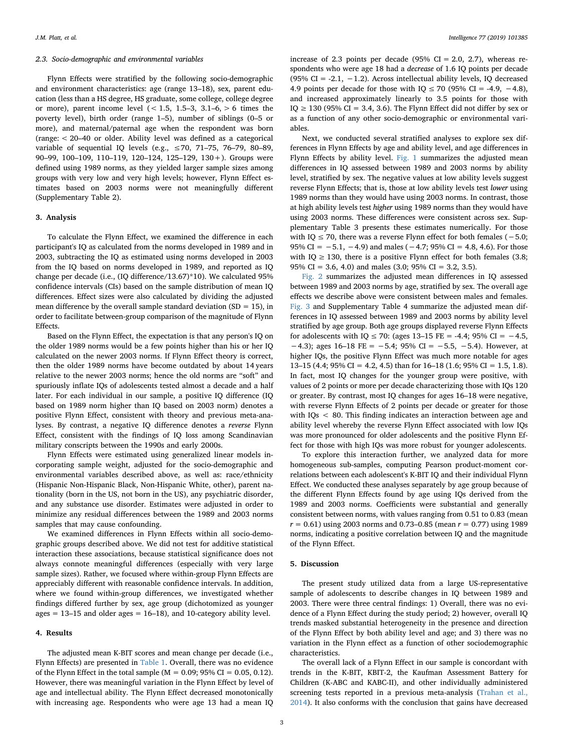### 2.3. Socio-demographic and environmental variables

Flynn Effects were stratified by the following socio-demographic and environment characteristics: age (range 13–18), sex, parent education (less than a HS degree, HS graduate, some college, college degree or more), parent income level (< 1.5, 1.5–3, 3.1–6, > 6 times the poverty level), birth order (range 1–5), number of siblings (0–5 or more), and maternal/paternal age when the respondent was born (range: < 20–40 or older. Ability level was defined as a categorical variable of sequential IQ levels (e.g., ≤70, 71–75, 76–79, 80–89, 90–99, 100–109, 110–119, 120–124, 125–129, 130+). Groups were defined using 1989 norms, as they yielded larger sample sizes among groups with very low and very high levels; however, Flynn Effect estimates based on 2003 norms were not meaningfully different (Supplementary Table 2).

## 3. Analysis

To calculate the Flynn Effect, we examined the difference in each participant's IQ as calculated from the norms developed in 1989 and in 2003, subtracting the IQ as estimated using norms developed in 2003 from the IQ based on norms developed in 1989, and reported as IQ change per decade (i.e., (IQ difference/13.67)*10). We calculated 95% confidence intervals (CIs) based on the sample distribution of mean IQ differences. Effect sizes were also calculated by dividing the adjusted mean difference by the overall sample standard deviation (SD = 15), in order to facilitate between-group comparison of the magnitude of Flynn Effects.

Based on the Flynn Effect, the expectation is that any person's IQ on the older 1989 norms would be a few points higher than his or her IQ calculated on the newer 2003 norms. If Flynn Effect theory is correct, then the older 1989 norms have become outdated by about 14 years relative to the newer 2003 norms; hence the old norms are "soft" and spuriously inflate IQs of adolescents tested almost a decade and a half later. For each individual in our sample, a positive IQ difference (IQ based on 1989 norm higher than IQ based on 2003 norm) denotes a positive Flynn Effect, consistent with theory and previous meta-analyses. By contrast, a negative IQ difference denotes a *reverse* Flynn Effect, consistent with the findings of IQ loss among Scandinavian military conscripts between the 1990s and early 2000s.

Flynn Effects were estimated using generalized linear models incorporating sample weight, adjusted for the socio-demographic and environmental variables described above, as well as: race/ethnicity (Hispanic Non-Hispanic Black, Non-Hispanic White, other), parent nationality (born in the US, not born in the US), any psychiatric disorder, and any substance use disorder. Estimates were adjusted in order to minimize any residual differences between the 1989 and 2003 norms samples that may cause confounding.

We examined differences in Flynn Effects within all socio-demographic groups described above. We did not test for additive statistical interaction these associations, because statistical significance does not always connote meaningful differences (especially with very large sample sizes). Rather, we focused where within-group Flynn Effects are appreciably different with reasonable confidence intervals. In addition, where we found within-group differences, we investigated whether findings differed further by sex, age group (dichotomized as younger ages = 13–15 and older ages = 16–18), and 10-category ability level.

## 4. Results

The adjusted mean K-BIT scores and mean change per decade (i.e., Flynn Effects) are presented in Table 1. Overall, there was no evidence of the Flynn Effect in the total sample (M = 0.09; 95% CI = 0.05, 0.12). However, there was meaningful variation in the Flynn Effect by level of age and intellectual ability. The Flynn Effect decreased monotonically with increasing age. Respondents who were age 13 had a mean IQ increase of 2.3 points per decade (95% CI = 2.0, 2.7), whereas respondents who were age 18 had a *decrease* of 1.6 IQ points per decade (95% CI = -2.1, −1.2). Across intellectual ability levels, IQ decreased 4.9 points per decade for those with IQ ≤ 70 (95% CI = -4.9, −4.8), and increased approximately linearly to 3.5 points for those with IQ ≥ 130 (95% CI = 3.4, 3.6). The Flynn Effect did not differ by sex or as a function of any other socio-demographic or environmental variables.

Next, we conducted several stratified analyses to explore sex differences in Flynn Effects by age and ability level, and age differences in Flynn Effects by ability level. Fig. 1 summarizes the adjusted mean differences in IQ assessed between 1989 and 2003 norms by ability level, stratified by sex. The negative values at low ability levels suggest reverse Flynn Effects; that is, those at low ability levels test *lower* using 1989 norms than they would have using 2003 norms. In contrast, those at high ability levels test *higher* using 1989 norms than they would have using 2003 norms. These differences were consistent across sex. Supplementary Table 3 presents these estimates numerically. For those with IQ ≤ 70, there was a reverse Flynn effect for both females (−5.0; 95% CI = −5.1, −4.9) and males (−4.7; 95% CI = 4.8, 4.6). For those with IQ ≥ 130, there is a positive Flynn effect for both females (3.8; 95% CI = 3.6, 4.0) and males (3.0; 95% CI = 3.2, 3.5).

Fig. 2 summarizes the adjusted mean differences in IQ assessed between 1989 and 2003 norms by age, stratified by sex. The overall age effects we describe above were consistent between males and females. Fig. 3 and Supplementary Table 4 summarize the adjusted mean differences in IQ assessed between 1989 and 2003 norms by ability level stratified by age group. Both age groups displayed reverse Flynn Effects for adolescents with IQ ≤ 70: (ages 13–15 FE = -4.4; 95% CI = −4.5, −4.3); ages 16–18 FE = −5.4; 95% CI = −5.5, −5.4). However, at higher IQs, the positive Flynn Effect was much more notable for ages 13–15 (4.4; 95% CI = 4.2, 4.5) than for 16–18 (1.6; 95% CI = 1.5, 1.8). In fact, most IQ changes for the younger group were positive, with values of 2 points or more per decade characterizing those with IQs 120 or greater. By contrast, most IQ changes for ages 16–18 were negative, with reverse Flynn Effects of 2 points per decade or greater for those with IQs < 80. This finding indicates an interaction between age and ability level whereby the reverse Flynn Effect associated with low IQs was more pronounced for older adolescents and the positive Flynn Effect for those with high IQs was more robust for younger adolescents.

To explore this interaction further, we analyzed data for more homogeneous sub-samples, computing Pearson product-moment correlations between each adolescent's K-BIT IQ and their individual Flynn Effect. We conducted these analyses separately by age group because of the different Flynn Effects found by age using IQs derived from the 1989 and 2003 norms. Coefficients were substantial and generally consistent between norms, with values ranging from 0.51 to 0.83 (mean $r = 0.61$) using 2003 norms and 0.73–0.85 (mean $r = 0.77$) using 1989 norms, indicating a positive correlation between IQ and the magnitude of the Flynn Effect.

## 5. Discussion

The present study utilized data from a large US-representative sample of adolescents to describe changes in IQ between 1989 and 2003. There were three central findings: 1) Overall, there was no evidence of a Flynn Effect during the study period; 2) however, overall IQ trends masked substantial heterogeneity in the presence and direction of the Flynn Effect by both ability level and age; and 3) there was no variation in the Flynn effect as a function of other sociodemographic characteristics.

The overall lack of a Flynn Effect in our sample is concordant with trends in the K-BIT, KBIT-2, the Kaufman Assessment Battery for Children (K-ABC and KABC-II), and other individually administered screening tests reported in a previous meta-analysis (Trahan et al., 2014). It also conforms with the conclusion that gains have decreased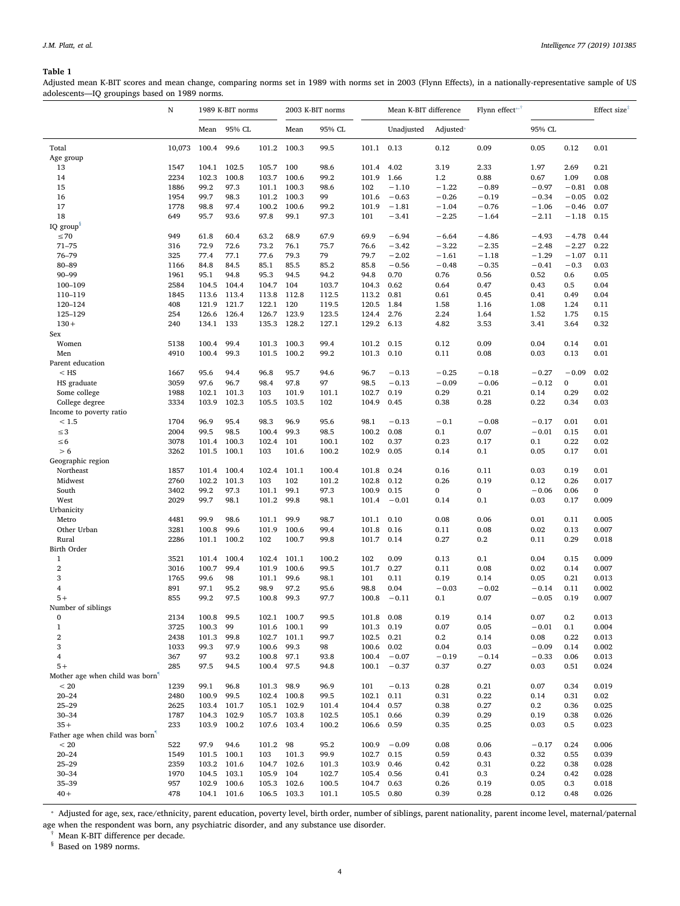**Table 1**

Adjusted mean K-BIT scores and mean change, comparing norms set in 1989 with norms set in 2003 (Flynn Effects), in a nationally-representative sample of US adolescents—IQ groupings based on 1989 norms.

| | N | 1989 K-BIT norms | | | 2003 K-BIT norms | | | Mean K-BIT difference | | Flynn effect*,† | | | Effect size‡ |
|---|---|---|---|---|---|---|---|---|---|---|---|---|---|
| | | Mean | 95% CL | | Mean | 95% CL | | Unadjusted | Adjusted* | | 95% CL | | |
| Total | 10,073 | 100.4 | 99.6 | 101.2 | 100.3 | 99.5 | 101.1 | 0.13 | 0.12 | 0.09 | 0.05 | 0.12 | 0.01 |
| Age group | | | | | | | | | | | | | |
| 13 | 1547 | 104.1 | 102.5 | 105.7 | 100 | 98.6 | 101.4 | 4.02 | 3.19 | 2.33 | 1.97 | 2.69 | 0.21 |
| 14 | 2234 | 102.3 | 100.8 | 103.7 | 100.6 | 99.2 | 101.9 | 1.66 | 1.2 | 0.88 | 0.67 | 1.09 | 0.08 |
| 15 | 1886 | 99.2 | 97.3 | 101.1 | 100.3 | 98.6 | 102 | −1.10 | −1.22 | −0.89 | −0.97 | −0.81 | 0.08 |
| 16 | 1954 | 99.7 | 98.3 | 101.2 | 100.3 | 99 | 101.6 | −0.63 | −0.26 | −0.19 | −0.34 | −0.05 | 0.02 |
| 17 | 1778 | 98.8 | 97.4 | 100.2 | 100.6 | 99.2 | 101.9 | −1.81 | −1.04 | −0.76 | −1.06 | −0.46 | 0.07 |
| 18 | 649 | 95.7 | 93.6 | 97.8 | 99.1 | 97.3 | 101 | −3.41 | −2.25 | −1.64 | −2.11 | −1.18 | 0.15 |
| IQ group§ | | | | | | | | | | | | | |
| ≤70 | 949 | 61.8 | 60.4 | 63.2 | 68.9 | 67.9 | 69.9 | −6.94 | −6.64 | −4.86 | −4.93 | −4.78 | 0.44 |
| 71–75 | 316 | 72.9 | 72.6 | 73.2 | 76.1 | 75.7 | 76.6 | −3.42 | −3.22 | −2.35 | −2.48 | −2.27 | 0.22 |
| 76–79 | 325 | 77.4 | 77.1 | 77.6 | 79.3 | 79 | 79.7 | −2.02 | −1.61 | −1.18 | −1.29 | −1.07 | 0.11 |
| 80–89 | 1166 | 84.8 | 84.5 | 85.1 | 85.5 | 85.2 | 85.8 | −0.56 | −0.48 | −0.35 | −0.41 | −0.3 | 0.03 |
| 90–99 | 1961 | 95.1 | 94.8 | 95.3 | 94.5 | 94.2 | 94.8 | 0.70 | 0.76 | 0.56 | 0.52 | 0.6 | 0.05 |
| 100–109 | 2584 | 104.5 | 104.4 | 104.7 | 104 | 103.7 | 104.3 | 0.62 | 0.64 | 0.47 | 0.43 | 0.5 | 0.04 |
| 110–119 | 1845 | 113.6 | 113.4 | 113.8 | 112.8 | 112.5 | 113.2 | 0.81 | 0.61 | 0.45 | 0.41 | 0.49 | 0.04 |
| 120–124 | 408 | 121.9 | 121.7 | 122.1 | 120 | 119.5 | 120.5 | 1.84 | 1.58 | 1.16 | 1.08 | 1.24 | 0.11 |
| 125–129 | 254 | 126.6 | 126.4 | 126.7 | 123.9 | 123.5 | 124.4 | 2.76 | 2.24 | 1.64 | 1.52 | 1.75 | 0.15 |
| 130+ | 240 | 134.1 | 133 | 135.3 | 128.2 | 127.1 | 129.2 | 6.13 | 4.82 | 3.53 | 3.41 | 3.64 | 0.32 |
| Sex | | | | | | | | | | | | | |
| Women | 5138 | 100.4 | 99.4 | 101.3 | 100.3 | 99.4 | 101.2 | 0.15 | 0.12 | 0.09 | 0.04 | 0.14 | 0.01 |
| Men | 4910 | 100.4 | 99.3 | 101.5 | 100.2 | 99.2 | 101.3 | 0.10 | 0.11 | 0.08 | 0.03 | 0.13 | 0.01 |
| Parent education | | | | | | | | | | | | | |
| < HS | 1667 | 95.6 | 94.4 | 96.8 | 95.7 | 94.6 | 96.7 | −0.13 | −0.25 | −0.18 | −0.27 | −0.09 | 0.02 |
| HS graduate | 3059 | 97.6 | 96.7 | 98.4 | 97.8 | 97 | 98.5 | −0.13 | −0.09 | −0.06 | −0.12 | 0 | 0.01 |
| Some college | 1988 | 102.1 | 101.3 | 103 | 101.9 | 101.1 | 102.7 | 0.19 | 0.29 | 0.21 | 0.14 | 0.29 | 0.02 |
| College degree | 3334 | 103.9 | 102.3 | 105.5 | 103.5 | 102 | 104.9 | 0.45 | 0.38 | 0.28 | 0.22 | 0.34 | 0.03 |
| Income to poverty ratio | | | | | | | | | | | | | |
| < 1.5 | 1704 | 96.9 | 95.4 | 98.3 | 96.9 | 95.6 | 98.1 | −0.13 | −0.1 | −0.08 | −0.17 | 0.01 | 0.01 |
| ≤3 | 2004 | 99.5 | 98.5 | 100.4 | 99.3 | 98.5 | 100.2 | 0.08 | 0.1 | 0.07 | −0.01 | 0.15 | 0.01 |
| ≤6 | 3078 | 101.4 | 100.3 | 102.4 | 101 | 100.1 | 102 | 0.37 | 0.23 | 0.17 | 0.1 | 0.22 | 0.02 |
| > 6 | 3262 | 101.5 | 100.1 | 103 | 101.6 | 100.2 | 102.9 | 0.05 | 0.14 | 0.1 | 0.05 | 0.17 | 0.01 |
| Geographic region | | | | | | | | | | | | | |
| Northeast | 1857 | 101.4 | 100.4 | 102.4 | 101.1 | 100.4 | 101.8 | 0.24 | 0.16 | 0.11 | 0.03 | 0.19 | 0.01 |
| Midwest | 2760 | 102.2 | 101.3 | 103 | 102 | 101.2 | 102.8 | 0.12 | 0.26 | 0.19 | 0.12 | 0.26 | 0.017 |
| South | 3402 | 99.2 | 97.3 | 101.1 | 99.1 | 97.3 | 100.9 | 0.15 | 0 | 0 | −0.06 | 0.06 | 0 |
| West | 2029 | 99.7 | 98.1 | 101.2 | 99.8 | 98.1 | 101.4 | −0.01 | 0.14 | 0.1 | 0.03 | 0.17 | 0.009 |
| Urbanicity | | | | | | | | | | | | | |
| Metro | 4481 | 99.9 | 98.6 | 101.1 | 99.9 | 98.7 | 101.1 | 0.10 | 0.08 | 0.06 | 0.01 | 0.11 | 0.005 |
| Other Urban | 3281 | 100.8 | 99.6 | 101.9 | 100.6 | 99.4 | 101.8 | 0.16 | 0.11 | 0.08 | 0.02 | 0.13 | 0.007 |
| Rural | 2286 | 101.1 | 100.2 | 102 | 100.7 | 99.8 | 101.7 | 0.14 | 0.27 | 0.2 | 0.11 | 0.29 | 0.018 |
| Birth Order | | | | | | | | | | | | | |
| 1 | 3521 | 101.4 | 100.4 | 102.4 | 101.1 | 100.2 | 102 | 0.09 | 0.13 | 0.1 | 0.04 | 0.15 | 0.009 |
| 2 | 3016 | 100.7 | 99.4 | 101.9 | 100.6 | 99.5 | 101.7 | 0.27 | 0.11 | 0.08 | 0.02 | 0.14 | 0.007 |
| 3 | 1765 | 99.6 | 98 | 101.1 | 99.6 | 98.1 | 101 | 0.11 | 0.19 | 0.14 | 0.05 | 0.21 | 0.013 |
| 4 | 891 | 97.1 | 95.2 | 98.9 | 97.2 | 95.6 | 98.8 | 0.04 | −0.03 | −0.02 | −0.14 | 0.11 | 0.002 |
| 5+ | 855 | 99.2 | 97.5 | 100.8 | 99.3 | 97.7 | 100.8 | −0.11 | 0.1 | 0.07 | −0.05 | 0.19 | 0.007 |
| Number of siblings | | | | | | | | | | | | | |
| 0 | 2134 | 100.8 | 99.5 | 102.1 | 100.7 | 99.5 | 101.8 | 0.08 | 0.19 | 0.14 | 0.07 | 0.2 | 0.013 |
| 1 | 3725 | 100.3 | 99 | 101.6 | 100.1 | 99 | 101.3 | 0.19 | 0.07 | 0.05 | −0.01 | 0.1 | 0.004 |
| 2 | 2438 | 101.3 | 99.8 | 102.7 | 101.1 | 99.7 | 102.5 | 0.21 | 0.2 | 0.14 | 0.08 | 0.22 | 0.013 |
| 3 | 1033 | 99.3 | 97.9 | 100.6 | 99.3 | 98 | 100.6 | 0.02 | 0.04 | 0.03 | −0.09 | 0.14 | 0.002 |
| 4 | 367 | 97 | 93.2 | 100.8 | 97.1 | 93.8 | 100.4 | −0.07 | −0.19 | −0.14 | −0.33 | 0.06 | 0.013 |
| 5+ | 285 | 97.5 | 94.5 | 100.4 | 97.5 | 94.8 | 100.1 | −0.37 | 0.37 | 0.27 | 0.03 | 0.51 | 0.024 |
| Mother age when child was born¶ | | | | | | | | | | | | | |
| < 20 | 1239 | 99.1 | 96.8 | 101.3 | 98.9 | 96.9 | 101 | −0.13 | 0.28 | 0.21 | 0.07 | 0.34 | 0.019 |
| 20–24 | 2480 | 100.9 | 99.5 | 102.4 | 100.8 | 99.5 | 102.1 | 0.11 | 0.31 | 0.22 | 0.14 | 0.31 | 0.02 |
| 25–29 | 2625 | 103.4 | 101.7 | 105.1 | 102.9 | 101.4 | 104.4 | 0.57 | 0.38 | 0.27 | 0.2 | 0.36 | 0.025 |
| 30–34 | 1787 | 104.3 | 102.9 | 105.7 | 103.8 | 102.5 | 105.1 | 0.66 | 0.39 | 0.29 | 0.19 | 0.38 | 0.026 |
| 35+ | 233 | 103.9 | 100.2 | 107.6 | 103.4 | 100.2 | 106.6 | 0.59 | 0.35 | 0.25 | 0.03 | 0.5 | 0.023 |
| Father age when child was born¶ | | | | | | | | | | | | | |
| < 20 | 522 | 97.9 | 94.6 | 101.2 | 98 | 95.2 | 100.9 | −0.09 | 0.08 | 0.06 | −0.17 | 0.24 | 0.006 |
| 20–24 | 1549 | 101.5 | 100.1 | 103 | 101.3 | 99.9 | 102.7 | 0.15 | 0.59 | 0.43 | 0.32 | 0.55 | 0.039 |
| 25–29 | 2359 | 103.2 | 101.6 | 104.7 | 102.6 | 101.3 | 103.9 | 0.46 | 0.42 | 0.31 | 0.22 | 0.38 | 0.028 |
| 30–34 | 1970 | 104.5 | 103.1 | 105.9 | 104 | 102.7 | 105.4 | 0.56 | 0.41 | 0.3 | 0.24 | 0.42 | 0.028 |
| 35–39 | 957 | 102.9 | 100.6 | 105.3 | 102.6 | 100.5 | 104.7 | 0.63 | 0.26 | 0.19 | 0.05 | 0.3 | 0.018 |
| 40+ | 478 | 104.1 | 101.6 | 106.5 | 103.3 | 101.1 | 105.5 | 0.80 | 0.39 | 0.28 | 0.12 | 0.48 | 0.026 |

\* Adjusted for age, sex, race/ethnicity, parent education, poverty level, birth order, number of siblings, parent nationality, parent income level, maternal/paternal age when the respondent was born, any psychiatric disorder, and any substance use disorder.

† Mean K-BIT difference per decade.

§ Based on 1989 norms.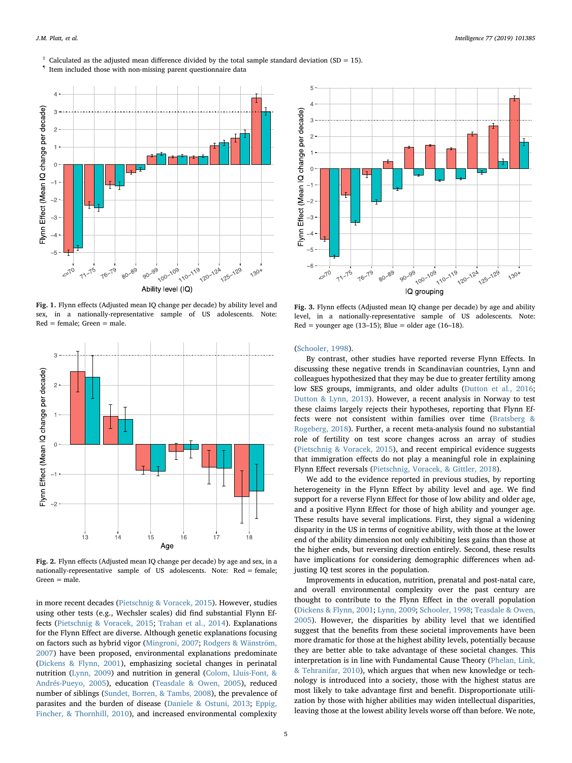‡ Calculated as the adjusted mean difference divided by the total sample standard deviation (SD = 15).
¶ Item included those with non-missing parent questionnaire data

**Fig. 1.** Flynn effects (Adjusted mean IQ change per decade) by ability level and sex, in a nationally-representative sample of US adolescents. Note: Red = female; Green = male.

**Fig. 2.** Flynn effects (Adjusted mean IQ change per decade) by age and sex, in a nationally-representative sample of US adolescents. Note: Red = female; Green = male.

in more recent decades (Pietschnig & Voracek, 2015). However, studies using other tests (e.g., Wechsler scales) did find substantial Flynn Effects (Pietschnig & Voracek, 2015; Trahan et al., 2014). Explanations for the Flynn Effect are diverse. Although genetic explanations focusing on factors such as hybrid vigor (Mingroni, 2007; Rodgers & Wänström, 2007) have been proposed, environmental explanations predominate (Dickens & Flynn, 2001), emphasizing societal changes in perinatal nutrition (Lynn, 2009) and nutrition in general (Colom, Lluis-Font, & Andrés-Pueyo, 2005), education (Teasdale & Owen, 2005), reduced number of siblings (Sundet, Borren, & Tambs, 2008), the prevalence of parasites and the burden of disease (Daniele & Ostuni, 2013; Eppig, Fincher, & Thornhill, 2010), and increased environmental complexity

**Fig. 3.** Flynn effects (Adjusted mean IQ change per decade) by age and ability level, in a nationally-representative sample of US adolescents. Note: Red = younger age (13–15); Blue = older age (16–18).

(Schooler, 1998).

By contrast, other studies have reported reverse Flynn Effects. In discussing these negative trends in Scandinavian countries, Lynn and colleagues hypothesized that they may be due to greater fertility among low SES groups, immigrants, and older adults (Dutton et al., 2016; Dutton & Lynn, 2013). However, a recent analysis in Norway to test these claims largely rejects their hypotheses, reporting that Flynn Effects were not consistent within families over time (Bratsberg & Rogeberg, 2018). Further, a recent meta-analysis found no substantial role of fertility on test score changes across an array of studies (Pietschnig & Voracek, 2015), and recent empirical evidence suggests that immigration effects do not play a meaningful role in explaining Flynn Effect reversals (Pietschnig, Voracek, & Gittler, 2018).

We add to the evidence reported in previous studies, by reporting heterogeneity in the Flynn Effect by ability level and age. We find support for a reverse Flynn Effect for those of low ability and older age, and a positive Flynn Effect for those of high ability and younger age. These results have several implications. First, they signal a widening disparity in the US in terms of cognitive ability, with those at the lower end of the ability dimension not only exhibiting less gains than those at the higher ends, but reversing direction entirely. Second, these results have implications for considering demographic differences when adjusting IQ test scores in the population.

Improvements in education, nutrition, prenatal and post-natal care, and overall environmental complexity over the past century are thought to contribute to the Flynn Effect in the overall population (Dickens & Flynn, 2001; Lynn, 2009; Schooler, 1998; Teasdale & Owen, 2005). However, the disparities by ability level that we identified suggest that the benefits from these societal improvements have been more dramatic for those at the highest ability levels, potentially because they are better able to take advantage of these societal changes. This interpretation is in line with Fundamental Cause Theory (Phelan, Link, & Tehranifar, 2010), which argues that when new knowledge or technology is introduced into a society, those with the highest status are most likely to take advantage first and benefit. Disproportionate utilization by those with higher abilities may widen intellectual disparities, leaving those at the lowest ability levels worse off than before. We note,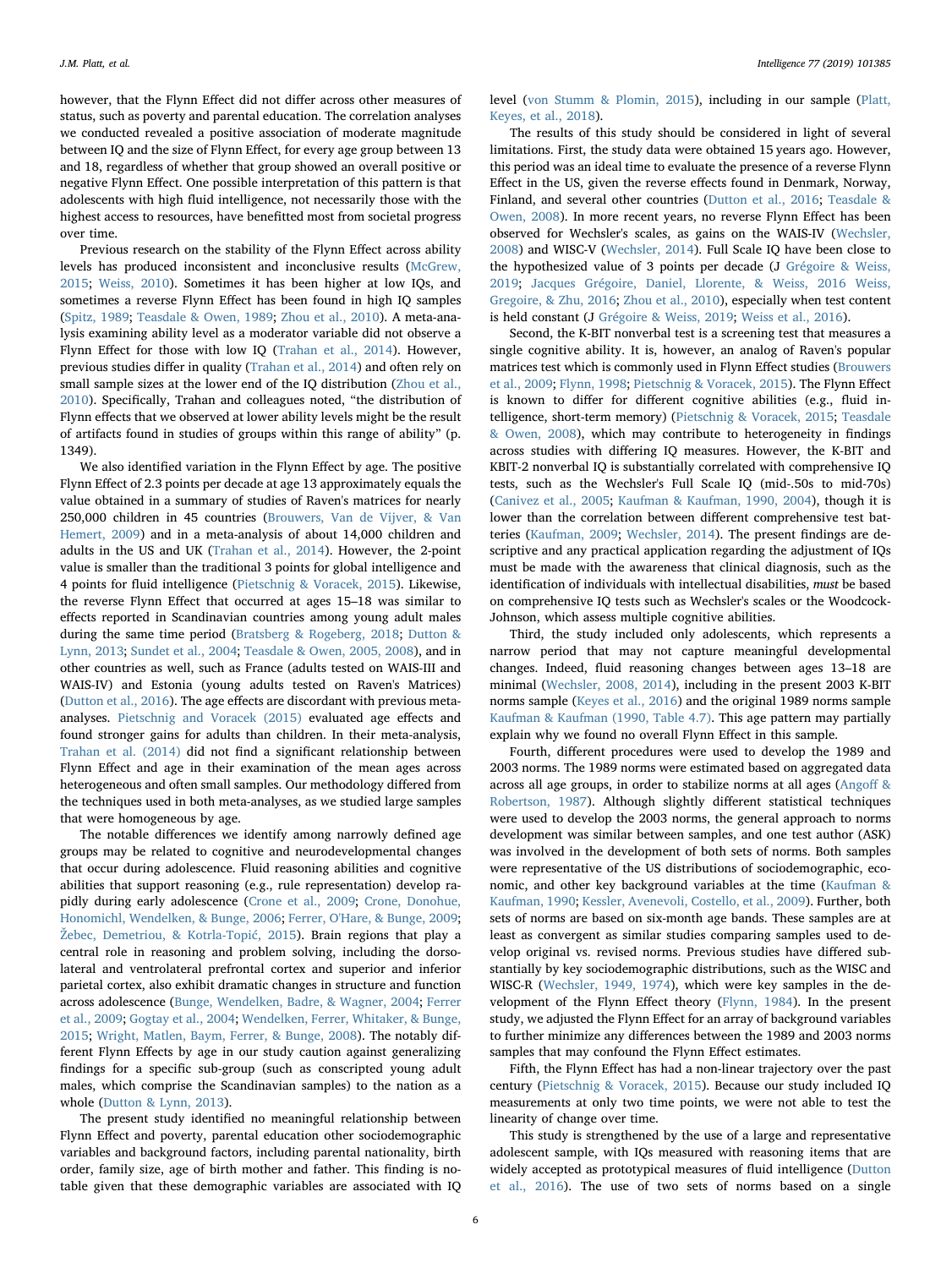however, that the Flynn Effect did not differ across other measures of status, such as poverty and parental education. The correlation analyses we conducted revealed a positive association of moderate magnitude between IQ and the size of Flynn Effect, for every age group between 13 and 18, regardless of whether that group showed an overall positive or negative Flynn Effect. One possible interpretation of this pattern is that adolescents with high fluid intelligence, not necessarily those with the highest access to resources, have benefitted most from societal progress over time.

Previous research on the stability of the Flynn Effect across ability levels has produced inconsistent and inconclusive results (McGrew, 2015; Weiss, 2010). Sometimes it has been higher at low IQs, and sometimes a reverse Flynn Effect has been found in high IQ samples (Spitz, 1989; Teasdale & Owen, 1989; Zhou et al., 2010). A meta-analysis examining ability level as a moderator variable did not observe a Flynn Effect for those with low IQ (Trahan et al., 2014). However, previous studies differ in quality (Trahan et al., 2014) and often rely on small sample sizes at the lower end of the IQ distribution (Zhou et al., 2010). Specifically, Trahan and colleagues noted, "the distribution of Flynn effects that we observed at lower ability levels might be the result of artifacts found in studies of groups within this range of ability" (p. 1349).

We also identified variation in the Flynn Effect by age. The positive Flynn Effect of 2.3 points per decade at age 13 approximately equals the value obtained in a summary of studies of Raven's matrices for nearly 250,000 children in 45 countries (Brouwers, Van de Vijver, & Van Hemert, 2009) and in a meta-analysis of about 14,000 children and adults in the US and UK (Trahan et al., 2014). However, the 2-point value is smaller than the traditional 3 points for global intelligence and 4 points for fluid intelligence (Pietschnig & Voracek, 2015). Likewise, the reverse Flynn Effect that occurred at ages 15–18 was similar to effects reported in Scandinavian countries among young adult males during the same time period (Bratsberg & Rogeberg, 2018; Dutton & Lynn, 2013; Sundet et al., 2004; Teasdale & Owen, 2005, 2008), and in other countries as well, such as France (adults tested on WAIS-III and WAIS-IV) and Estonia (young adults tested on Raven's Matrices) (Dutton et al., 2016). The age effects are discordant with previous meta-analyses. Pietschnig and Voracek (2015) evaluated age effects and found stronger gains for adults than children. In their meta-analysis, Trahan et al. (2014) did not find a significant relationship between Flynn Effect and age in their examination of the mean ages across heterogeneous and often small samples. Our methodology differed from the techniques used in both meta-analyses, as we studied large samples that were homogeneous by age.

The notable differences we identify among narrowly defined age groups may be related to cognitive and neurodevelopmental changes that occur during adolescence. Fluid reasoning abilities and cognitive abilities that support reasoning (e.g., rule representation) develop rapidly during early adolescence (Crone et al., 2009; Crone, Donohue, Honomichl, Wendelken, & Bunge, 2006; Ferrer, O'Hare, & Bunge, 2009; Žebec, Demetriou, & Kotrla-Topić, 2015). Brain regions that play a central role in reasoning and problem solving, including the dorsolateral and ventrolateral prefrontal cortex and superior and inferior parietal cortex, also exhibit dramatic changes in structure and function across adolescence (Bunge, Wendelken, Badre, & Wagner, 2004; Ferrer et al., 2009; Gogtay et al., 2004; Wendelken, Ferrer, Whitaker, & Bunge, 2015; Wright, Matlen, Baym, Ferrer, & Bunge, 2008). The notably different Flynn Effects by age in our study caution against generalizing findings for a specific sub-group (such as conscripted young adult males, which comprise the Scandinavian samples) to the nation as a whole (Dutton & Lynn, 2013).

The present study identified no meaningful relationship between Flynn Effect and poverty, parental education other sociodemographic variables and background factors, including parental nationality, birth order, family size, age of birth mother and father. This finding is notable given that these demographic variables are associated with IQ level (von Stumm & Plomin, 2015), including in our sample (Platt, Keyes, et al., 2018).

The results of this study should be considered in light of several limitations. First, the study data were obtained 15 years ago. However, this period was an ideal time to evaluate the presence of a reverse Flynn Effect in the US, given the reverse effects found in Denmark, Norway, Finland, and several other countries (Dutton et al., 2016; Teasdale & Owen, 2008). In more recent years, no reverse Flynn Effect has been observed for Wechsler's scales, as gains on the WAIS-IV (Wechsler, 2008) and WISC-V (Wechsler, 2014). Full Scale IQ have been close to the hypothesized value of 3 points per decade (J Grégoire & Weiss, 2019; Jacques Grégoire, Daniel, Llorente, & Weiss, 2016 Weiss, Gregoire, & Zhu, 2016; Zhou et al., 2010), especially when test content is held constant (J Grégoire & Weiss, 2019; Weiss et al., 2016).

Second, the K-BIT nonverbal test is a screening test that measures a single cognitive ability. It is, however, an analog of Raven's popular matrices test which is commonly used in Flynn Effect studies (Brouwers et al., 2009; Flynn, 1998; Pietschnig & Voracek, 2015). The Flynn Effect is known to differ for different cognitive abilities (e.g., fluid intelligence, short-term memory) (Pietschnig & Voracek, 2015; Teasdale & Owen, 2008), which may contribute to heterogeneity in findings across studies with differing IQ measures. However, the K-BIT and KBIT-2 nonverbal IQ is substantially correlated with comprehensive IQ tests, such as the Wechsler's Full Scale IQ (mid-.50s to mid-70s) (Canivez et al., 2005; Kaufman & Kaufman, 1990, 2004), though it is lower than the correlation between different comprehensive test batteries (Kaufman, 2009; Wechsler, 2014). The present findings are descriptive and any practical application regarding the adjustment of IQs must be made with the awareness that clinical diagnosis, such as the identification of individuals with intellectual disabilities, *must* be based on comprehensive IQ tests such as Wechsler's scales or the Woodcock-Johnson, which assess multiple cognitive abilities.

Third, the study included only adolescents, which represents a narrow period that may not capture meaningful developmental changes. Indeed, fluid reasoning changes between ages 13–18 are minimal (Wechsler, 2008, 2014), including in the present 2003 K-BIT norms sample (Keyes et al., 2016) and the original 1989 norms sample Kaufman & Kaufman (1990, Table 4.7). This age pattern may partially explain why we found no overall Flynn Effect in this sample.

Fourth, different procedures were used to develop the 1989 and 2003 norms. The 1989 norms were estimated based on aggregated data across all age groups, in order to stabilize norms at all ages (Angoff & Robertson, 1987). Although slightly different statistical techniques were used to develop the 2003 norms, the general approach to norms development was similar between samples, and one test author (ASK) was involved in the development of both sets of norms. Both samples were representative of the US distributions of sociodemographic, economic, and other key background variables at the time (Kaufman & Kaufman, 1990; Kessler, Avenevoli, Costello, et al., 2009). Further, both sets of norms are based on six-month age bands. These samples are at least as convergent as similar studies comparing samples used to develop original vs. revised norms. Previous studies have differed substantially by key sociodemographic distributions, such as the WISC and WISC-R (Wechsler, 1949, 1974), which were key samples in the development of the Flynn Effect theory (Flynn, 1984). In the present study, we adjusted the Flynn Effect for an array of background variables to further minimize any differences between the 1989 and 2003 norms samples that may confound the Flynn Effect estimates.

Fifth, the Flynn Effect has had a non-linear trajectory over the past century (Pietschnig & Voracek, 2015). Because our study included IQ measurements at only two time points, we were not able to test the linearity of change over time.

This study is strengthened by the use of a large and representative adolescent sample, with IQs measured with reasoning items that are widely accepted as prototypical measures of fluid intelligence (Dutton et al., 2016). The use of two sets of norms based on a single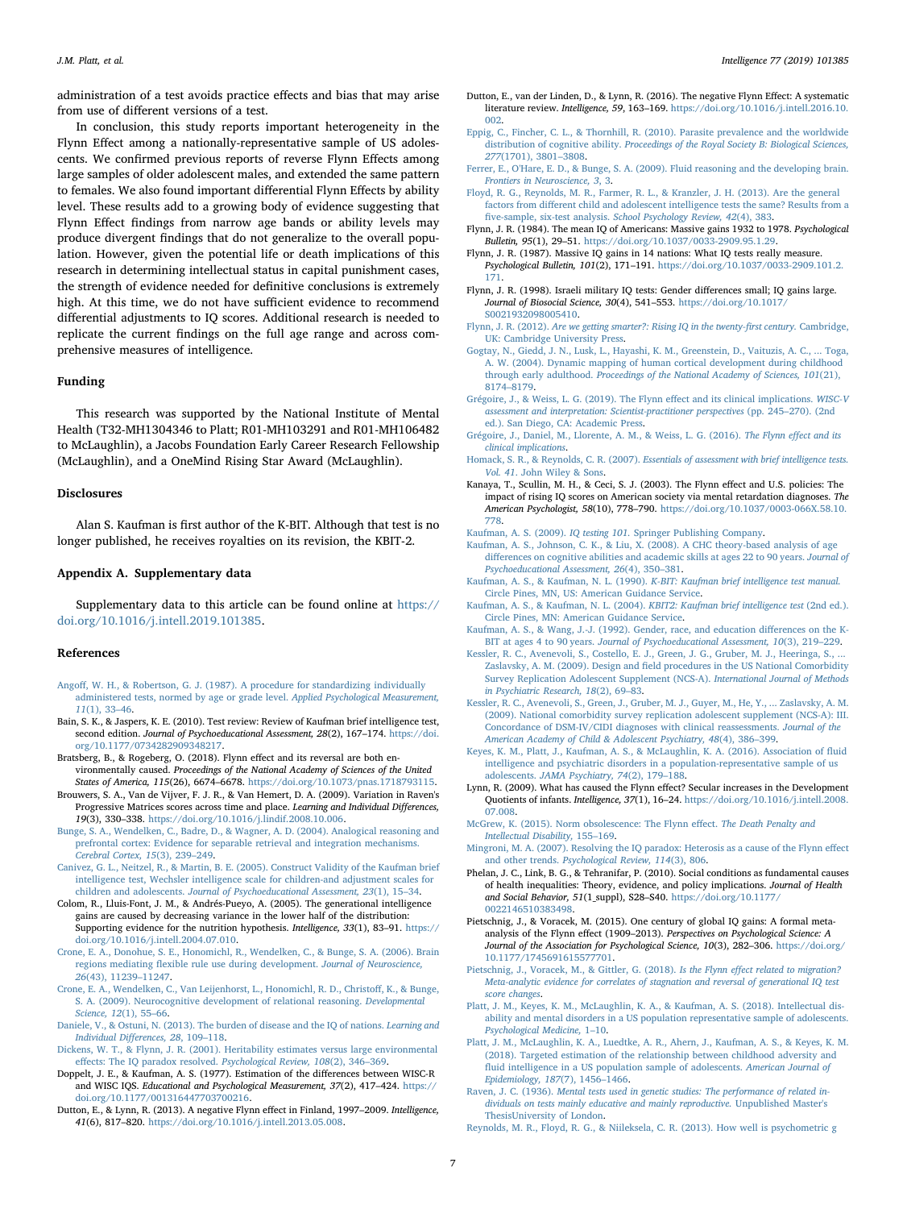administration of a test avoids practice effects and bias that may arise from use of different versions of a test.

In conclusion, this study reports important heterogeneity in the Flynn Effect among a nationally-representative sample of US adolescents. We confirmed previous reports of reverse Flynn Effects among large samples of older adolescent males, and extended the same pattern to females. We also found important differential Flynn Effects by ability level. These results add to a growing body of evidence suggesting that Flynn Effect findings from narrow age bands or ability levels may produce divergent findings that do not generalize to the overall population. However, given the potential life or death implications of this research in determining intellectual status in capital punishment cases, the strength of evidence needed for definitive conclusions is extremely high. At this time, we do not have sufficient evidence to recommend differential adjustments to IQ scores. Additional research is needed to replicate the current findings on the full age range and across comprehensive measures of intelligence.

## Funding

This research was supported by the National Institute of Mental Health (T32-MH1304346 to Platt; R01-MH103291 and R01-MH106482 to McLaughlin), a Jacobs Foundation Early Career Research Fellowship (McLaughlin), and a OneMind Rising Star Award (McLaughlin).

## Disclosures

Alan S. Kaufman is first author of the K-BIT. Although that test is no longer published, he receives royalties on its revision, the KBIT-2.

## Appendix A. Supplementary data

Supplementary data to this article can be found online at https://doi.org/10.1016/j.intell.2019.101385.

## References

Angoff, W. H., & Robertson, G. J. (1987). A procedure for standardizing individually administered tests, normed by age or grade level. *Applied Psychological Measurement, 11*(1), 33–46.

Bain, S. K., & Jaspers, K. E. (2010). Test review: Review of Kaufman brief intelligence test, second edition. *Journal of Psychoeducational Assessment, 28*(2), 167–174. https://doi.org/10.1177/0734282909348217.

Bratsberg, B., & Rogeberg, O. (2018). Flynn effect and its reversal are both environmentally caused. *Proceedings of the National Academy of Sciences of the United States of America, 115*(26), 6674–6678. https://doi.org/10.1073/pnas.1718793115.

Brouwers, S. A., Van de Vijver, F. J. R., & Van Hemert, D. A. (2009). Variation in Raven's Progressive Matrices scores across time and place. *Learning and Individual Differences, 19*(3), 330–338. https://doi.org/10.1016/j.lindif.2008.10.006.

Bunge, S. A., Wendelken, C., Badre, D., & Wagner, A. D. (2004). Analogical reasoning and prefrontal cortex: Evidence for separable retrieval and integration mechanisms. *Cerebral Cortex, 15*(3), 239–249.

Canivez, G. L., Neitzel, R., & Martin, B. E. (2005). Construct Validity of the Kaufman brief intelligence test, Wechsler intelligence scale for children-and adjustment scales for children and adolescents. *Journal of Psychoeducational Assessment, 23*(1), 15–34.

Colom, R., Lluis-Font, J. M., & Andrés-Pueyo, A. (2005). The generational intelligence gains are caused by decreasing variance in the lower half of the distribution: Supporting evidence for the nutrition hypothesis. *Intelligence, 33*(1), 83–91. https://doi.org/10.1016/j.intell.2004.07.010.

Crone, E. A., Donohue, S. E., Honomichl, R., Wendelken, C., & Bunge, S. A. (2006). Brain regions mediating flexible rule use during development. *Journal of Neuroscience, 26*(43), 11239–11247.

Crone, E. A., Wendelken, C., Van Leijenhorst, L., Honomichl, R. D., Christoff, K., & Bunge, S. A. (2009). Neurocognitive development of relational reasoning. *Developmental Science, 12*(1), 55–66.

Daniele, V., & Ostuni, N. (2013). The burden of disease and the IQ of nations. *Learning and Individual Differences, 28*, 109–118.

Dickens, W. T., & Flynn, J. R. (2001). Heritability estimates versus large environmental effects: The IQ paradox resolved. *Psychological Review, 108*(2), 346–369.

Doppelt, J. E., & Kaufman, A. S. (1977). Estimation of the differences between WISC-R and WISC IQS. *Educational and Psychological Measurement, 37*(2), 417–424. https://doi.org/10.1177/001316447703700216.

Dutton, E., & Lynn, R. (2013). A negative Flynn effect in Finland, 1997–2009. *Intelligence, 41*(6), 817–820. https://doi.org/10.1016/j.intell.2013.05.008.

Dutton, E., van der Linden, D., & Lynn, R. (2016). The negative Flynn Effect: A systematic literature review. *Intelligence, 59*, 163–169. https://doi.org/10.1016/j.intell.2016.10.002.

Eppig, C., Fincher, C. L., & Thornhill, R. (2010). Parasite prevalence and the worldwide distribution of cognitive ability. *Proceedings of the Royal Society B: Biological Sciences, 277*(1701), 3801–3808.

Ferrer, E., O'Hare, E. D., & Bunge, S. A. (2009). Fluid reasoning and the developing brain. *Frontiers in Neuroscience, 3*, 3.

Floyd, R. G., Reynolds, M. R., Farmer, R. L., & Kranzler, J. H. (2013). Are the general factors from different child and adolescent intelligence tests the same? Results from a five-sample, six-test analysis. *School Psychology Review, 42*(4), 383.

Flynn, J. R. (1984). The mean IQ of Americans: Massive gains 1932 to 1978. *Psychological Bulletin, 95*(1), 29–51. https://doi.org/10.1037/0033-2909.95.1.29.

Flynn, J. R. (1987). Massive IQ gains in 14 nations: What IQ tests really measure. *Psychological Bulletin, 101*(2), 171–191. https://doi.org/10.1037/0033-2909.101.2.171.

Flynn, J. R. (1998). Israeli military IQ tests: Gender differences small; IQ gains large. *Journal of Biosocial Science, 30*(4), 541–553. https://doi.org/10.1017/S0021932098005410.

Flynn, J. R. (2012). *Are we getting smarter?: Rising IQ in the twenty-first century.* Cambridge, UK: Cambridge University Press.

Gogtay, N., Giedd, J. N., Lusk, L., Hayashi, K. M., Greenstein, D., Vaituzis, A. C., ... Toga, A. W. (2004). Dynamic mapping of human cortical development during childhood through early adulthood. *Proceedings of the National Academy of Sciences, 101*(21), 8174–8179.

Grégoire, J., & Weiss, L. G. (2019). The Flynn effect and its clinical implications. *WISC-V assessment and interpretation: Scientist-practitioner perspectives* (pp. 245–270). (2nd ed.). San Diego, CA: Academic Press.

Grégoire, J., Daniel, M., Llorente, A. M., & Weiss, L. G. (2016). *The Flynn effect and its clinical implications*.

Homack, S. R., & Reynolds, C. R. (2007). *Essentials of assessment with brief intelligence tests. Vol. 41*. John Wiley & Sons.

Kanaya, T., Scullin, M. H., & Ceci, S. J. (2003). The Flynn effect and U.S. policies: The impact of rising IQ scores on American society via mental retardation diagnoses. *The American Psychologist, 58*(10), 778–790. https://doi.org/10.1037/0003-066X.58.10.778.

Kaufman, A. S. (2009). *IQ testing 101.* Springer Publishing Company.

Kaufman, A. S., Johnson, C. K., & Liu, X. (2008). A CHC theory-based analysis of age differences on cognitive abilities and academic skills at ages 22 to 90 years. *Journal of Psychoeducational Assessment, 26*(4), 350–381.

Kaufman, A. S., & Kaufman, N. L. (1990). *K-BIT: Kaufman brief intelligence test manual.* Circle Pines, MN, US: American Guidance Service.

Kaufman, A. S., & Kaufman, N. L. (2004). *KBIT2: Kaufman brief intelligence test* (2nd ed.). Circle Pines, MN: American Guidance Service.

Kaufman, A. S., & Wang, J.-J. (1992). Gender, race, and education differences on the K-BIT at ages 4 to 90 years. *Journal of Psychoeducational Assessment, 10*(3), 219–229.

Kessler, R. C., Avenevoli, S., Costello, E. J., Green, J. G., Gruber, M. J., Heeringa, S., ... Zaslavsky, A. M. (2009). Design and field procedures in the US National Comorbidity Survey Replication Adolescent Supplement (NCS-A). *International Journal of Methods in Psychiatric Research, 18*(2), 69–83.

Kessler, R. C., Avenevoli, S., Green, J., Gruber, M. J., Guyer, M., He, Y., ... Zaslavsky, A. M. (2009). National comorbidity survey replication adolescent supplement (NCS-A): III. Concordance of DSM-IV/CIDI diagnoses with clinical reassessments. *Journal of the American Academy of Child & Adolescent Psychiatry, 48*(4), 386–399.

Keyes, K. M., Platt, J., Kaufman, A. S., & McLaughlin, K. A. (2016). Association of fluid intelligence and psychiatric disorders in a population-representative sample of us adolescents. *JAMA Psychiatry, 74*(2), 179–188.

Lynn, R. (2009). What has caused the Flynn effect? Secular increases in the Development Quotients of infants. *Intelligence, 37*(1), 16–24. https://doi.org/10.1016/j.intell.2008.07.008.

McGrew, K. (2015). Norm obsolescence: The Flynn effect. *The Death Penalty and Intellectual Disability*, 155–169.

Mingroni, M. A. (2007). Resolving the IQ paradox: Heterosis as a cause of the Flynn effect and other trends. *Psychological Review, 114*(3), 806.

Phelan, J. C., Link, B. G., & Tehranifar, P. (2010). Social conditions as fundamental causes of health inequalities: Theory, evidence, and policy implications. *Journal of Health and Social Behavior, 51*(1_suppl), S28–S40. https://doi.org/10.1177/0022146510383498.

Pietschnig, J., & Voracek, M. (2015). One century of global IQ gains: A formal meta-analysis of the Flynn effect (1909–2013). *Perspectives on Psychological Science: A Journal of the Association for Psychological Science, 10*(3), 282–306. https://doi.org/10.1177/1745691615577701.

Pietschnig, J., Voracek, M., & Gittler, G. (2018). *Is the Flynn effect related to migration? Meta-analytic evidence for correlates of stagnation and reversal of generational IQ test score changes*.

Platt, J. M., Keyes, K. M., McLaughlin, K. A., & Kaufman, A. S. (2018). Intellectual disability and mental disorders in a US population representative sample of adolescents. *Psychological Medicine*, 1–10.

Platt, J. M., McLaughlin, K. A., Luedtke, A. R., Ahern, J., Kaufman, A. S., & Keyes, K. M. (2018). Targeted estimation of the relationship between childhood adversity and fluid intelligence in a US population sample of adolescents. *American Journal of Epidemiology, 187*(7), 1456–1466.

Raven, J. C. (1936). *Mental tests used in genetic studies: The performance of related individuals on tests mainly educative and mainly reproductive.* Unpublished Master's ThesisUniversity of London.

Reynolds, M. R., Floyd, R. G., & Niileksela, C. R. (2013). How well is psychometric g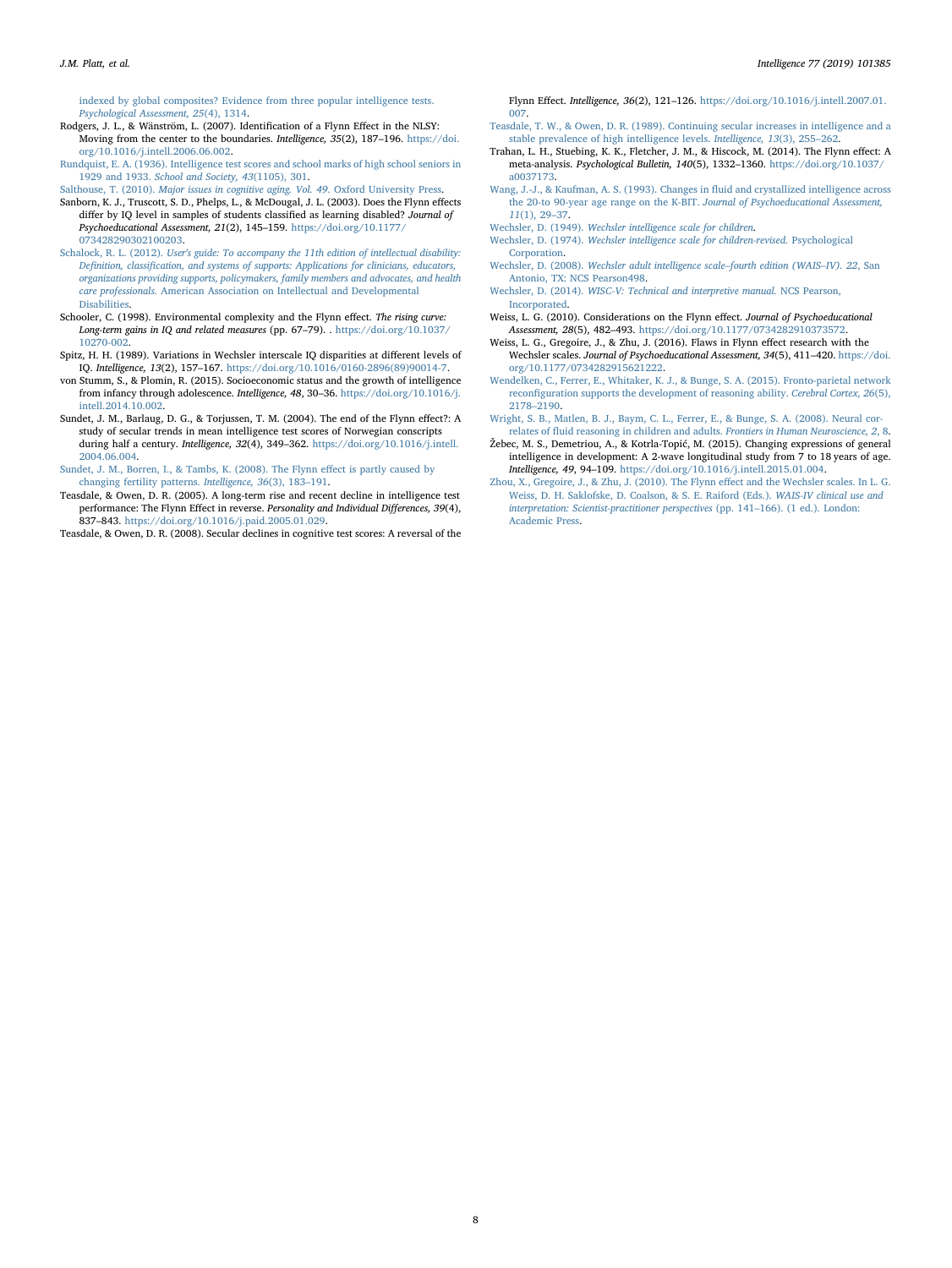indexed by global composites? Evidence from three popular intelligence tests. *Psychological Assessment, 25*(4), 1314.

Rodgers, J. L., & Wänström, L. (2007). Identification of a Flynn Effect in the NLSY: Moving from the center to the boundaries. *Intelligence, 35*(2), 187–196. https://doi.org/10.1016/j.intell.2006.06.002.

Rundquist, E. A. (1936). Intelligence test scores and school marks of high school seniors in 1929 and 1933. *School and Society, 43*(1105), 301.

Salthouse, T. (2010). *Major issues in cognitive aging. Vol. 49*. Oxford University Press.

Sanborn, K. J., Truscott, S. D., Phelps, L., & McDougal, J. L. (2003). Does the Flynn effects differ by IQ level in samples of students classified as learning disabled? *Journal of Psychoeducational Assessment, 21*(2), 145–159. https://doi.org/10.1177/073428290302100203.

Schalock, R. L. (2012). *User's guide: To accompany the 11th edition of intellectual disability: Definition, classification, and systems of supports: Applications for clinicians, educators, organizations providing supports, policymakers, family members and advocates, and health care professionals*. American Association on Intellectual and Developmental Disabilities.

Schooler, C. (1998). Environmental complexity and the Flynn effect. *The rising curve: Long-term gains in IQ and related measures* (pp. 67–79). . https://doi.org/10.1037/10270-002.

Spitz, H. H. (1989). Variations in Wechsler interscale IQ disparities at different levels of IQ. *Intelligence, 13*(2), 157–167. https://doi.org/10.1016/0160-2896(89)90014-7.

von Stumm, S., & Plomin, R. (2015). Socioeconomic status and the growth of intelligence from infancy through adolescence. *Intelligence, 48*, 30–36. https://doi.org/10.1016/j.intell.2014.10.002.

Sundet, J. M., Barlaug, D. G., & Torjussen, T. M. (2004). The end of the Flynn effect?: A study of secular trends in mean intelligence test scores of Norwegian conscripts during half a century. *Intelligence, 32*(4), 349–362. https://doi.org/10.1016/j.intell.2004.06.004.

Sundet, J. M., Borren, I., & Tambs, K. (2008). The Flynn effect is partly caused by changing fertility patterns. *Intelligence, 36*(3), 183–191.

Teasdale, & Owen, D. R. (2005). A long-term rise and recent decline in intelligence test performance: The Flynn Effect in reverse. *Personality and Individual Differences, 39*(4), 837–843. https://doi.org/10.1016/j.paid.2005.01.029.

Teasdale, & Owen, D. R. (2008). Secular declines in cognitive test scores: A reversal of the Flynn Effect. *Intelligence, 36*(2), 121–126. https://doi.org/10.1016/j.intell.2007.01.007.

Teasdale, T. W., & Owen, D. R. (1989). Continuing secular increases in intelligence and a stable prevalence of high intelligence levels. *Intelligence, 13*(3), 255–262.

Trahan, L. H., Stuebing, K. K., Fletcher, J. M., & Hiscock, M. (2014). The Flynn effect: A meta-analysis. *Psychological Bulletin, 140*(5), 1332–1360. https://doi.org/10.1037/a0037173.

Wang, J.-J., & Kaufman, A. S. (1993). Changes in fluid and crystallized intelligence across the 20-to 90-year age range on the K-BIT. *Journal of Psychoeducational Assessment, 11*(1), 29–37.

Wechsler, D. (1949). *Wechsler intelligence scale for children*.

Wechsler, D. (1974). *Wechsler intelligence scale for children-revised*. Psychological Corporation.

Wechsler, D. (2008). *Wechsler adult intelligence scale–fourth edition (WAIS–IV). 22*, San Antonio, TX: NCS Pearson498.

Wechsler, D. (2014). *WISC-V: Technical and interpretive manual*. NCS Pearson, Incorporated.

Weiss, L. G. (2010). Considerations on the Flynn effect. *Journal of Psychoeducational Assessment, 28*(5), 482–493. https://doi.org/10.1177/0734282910373572.

Weiss, L. G., Gregoire, J., & Zhu, J. (2016). Flaws in Flynn effect research with the Wechsler scales. *Journal of Psychoeducational Assessment, 34*(5), 411–420. https://doi.org/10.1177/0734282915621222.

Wendelken, C., Ferrer, E., Whitaker, K. J., & Bunge, S. A. (2015). Fronto-parietal network reconfiguration supports the development of reasoning ability. *Cerebral Cortex, 26*(5), 2178–2190.

Wright, S. B., Matlen, B. J., Baym, C. L., Ferrer, E., & Bunge, S. A. (2008). Neural correlates of fluid reasoning in children and adults. *Frontiers in Human Neuroscience, 2*, 8.

Žebec, M. S., Demetriou, A., & Kotrla-Topić, M. (2015). Changing expressions of general intelligence in development: A 2-wave longitudinal study from 7 to 18 years of age. *Intelligence, 49*, 94–109. https://doi.org/10.1016/j.intell.2015.01.004.

Zhou, X., Gregoire, J., & Zhu, J. (2010). The Flynn effect and the Wechsler scales. In L. G. Weiss, D. H. Saklofske, D. Coalson, & S. E. Raiford (Eds.). *WAIS-IV clinical use and interpretation: Scientist-practitioner perspectives* (pp. 141–166). (1 ed.). London: Academic Press.